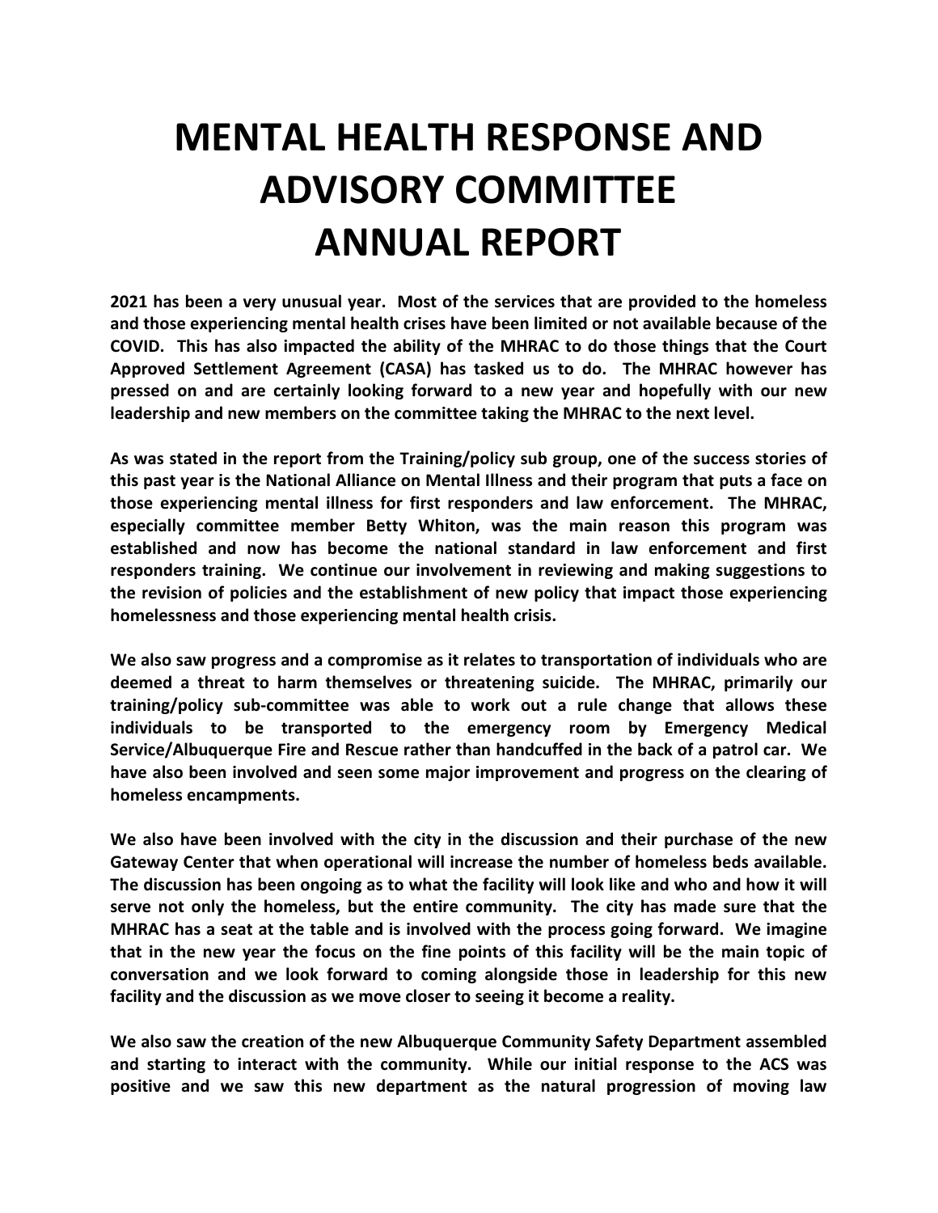# MENTAL HEALTH RESPONSE AND ADVISORY COMMITTEE ANNUAL REPORT

**2021 has been a very unusual year. Most of the services that are provided to the homeless and those experiencing mental health crises have been limited or not available because of the COVID. This has also impacted the ability of the MHRAC to do those things that the Court Approved Settlement Agreement (CASA) has tasked us to do. The MHRAC however has pressed on and are certainly looking forward to a new year and hopefully with our new leadership and new members on the committee taking the MHRAC to the next level.**

**As was stated in the report from the Training/policy sub group, one of the success stories of this past year is the National Alliance on Mental Illness and their program that puts a face on those experiencing mental illness for first responders and law enforcement. The MHRAC, especially committee member Betty Whiton, was the main reason this program was established and now has become the national standard in law enforcement and first responders training. We continue our involvement in reviewing and making suggestions to the revision of policies and the establishment of new policy that impact those experiencing homelessness and those experiencing mental health crisis.**

**We also saw progress and a compromise as it relates to transportation of individuals who are deemed a threat to harm themselves or threatening suicide. The MHRAC, primarily our training/policy sub-committee was able to work out a rule change that allows these individuals to be transported to the emergency room by Emergency Medical Service/Albuquerque Fire and Rescue rather than handcuffed in the back of a patrol car. We have also been involved and seen some major improvement and progress on the clearing of homeless encampments.**

**We also have been involved with the city in the discussion and their purchase of the new Gateway Center that when operational will increase the number of homeless beds available. The discussion has been ongoing as to what the facility will look like and who and how it will serve not only the homeless, but the entire community. The city has made sure that the MHRAC has a seat at the table and is involved with the process going forward. We imagine that in the new year the focus on the fine points of this facility will be the main topic of conversation and we look forward to coming alongside those in leadership for this new facility and the discussion as we move closer to seeing it become a reality.**

**We also saw the creation of the new Albuquerque Community Safety Department assembled and starting to interact with the community. While our initial response to the ACS was positive and we saw this new department as the natural progression of moving law**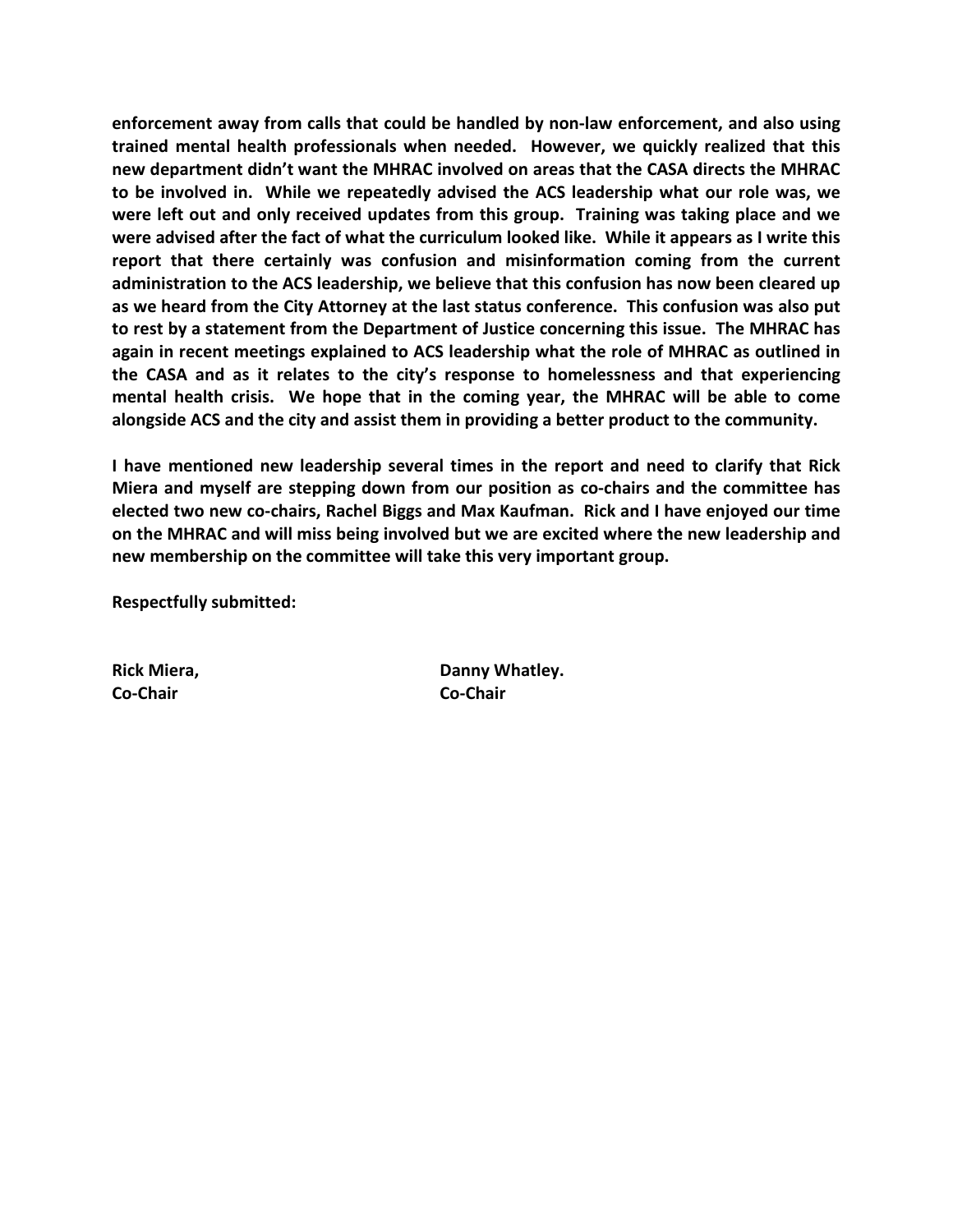**enforcement away from calls that could be handled by non-law enforcement, and also using trained mental health professionals when needed. However, we quickly realized that this new department didn't want the MHRAC involved on areas that the CASA directs the MHRAC to be involved in. While we repeatedly advised the ACS leadership what our role was, we were left out and only received updates from this group. Training was taking place and we were advised after the fact of what the curriculum looked like. While it appears as I write this report that there certainly was confusion and misinformation coming from the current administration to the ACS leadership, we believe that this confusion has now been cleared up as we heard from the City Attorney at the last status conference. This confusion was also put to rest by a statement from the Department of Justice concerning this issue. The MHRAC has again in recent meetings explained to ACS leadership what the role of MHRAC as outlined in the CASA and as it relates to the city's response to homelessness and that experiencing mental health crisis. We hope that in the coming year, the MHRAC will be able to come alongside ACS and the city and assist them in providing a better product to the community.**

**I have mentioned new leadership several times in the report and need to clarify that Rick Miera and myself are stepping down from our position as co-chairs and the committee has elected two new co-chairs, Rachel Biggs and Max Kaufman. Rick and I have enjoyed our time on the MHRAC and will miss being involved but we are excited where the new leadership and new membership on the committee will take this very important group.**

**Respectfully submitted:**

**Rick Miera,**
**Co-Chair**

**Danny Whatley.**
**Co-Chair**